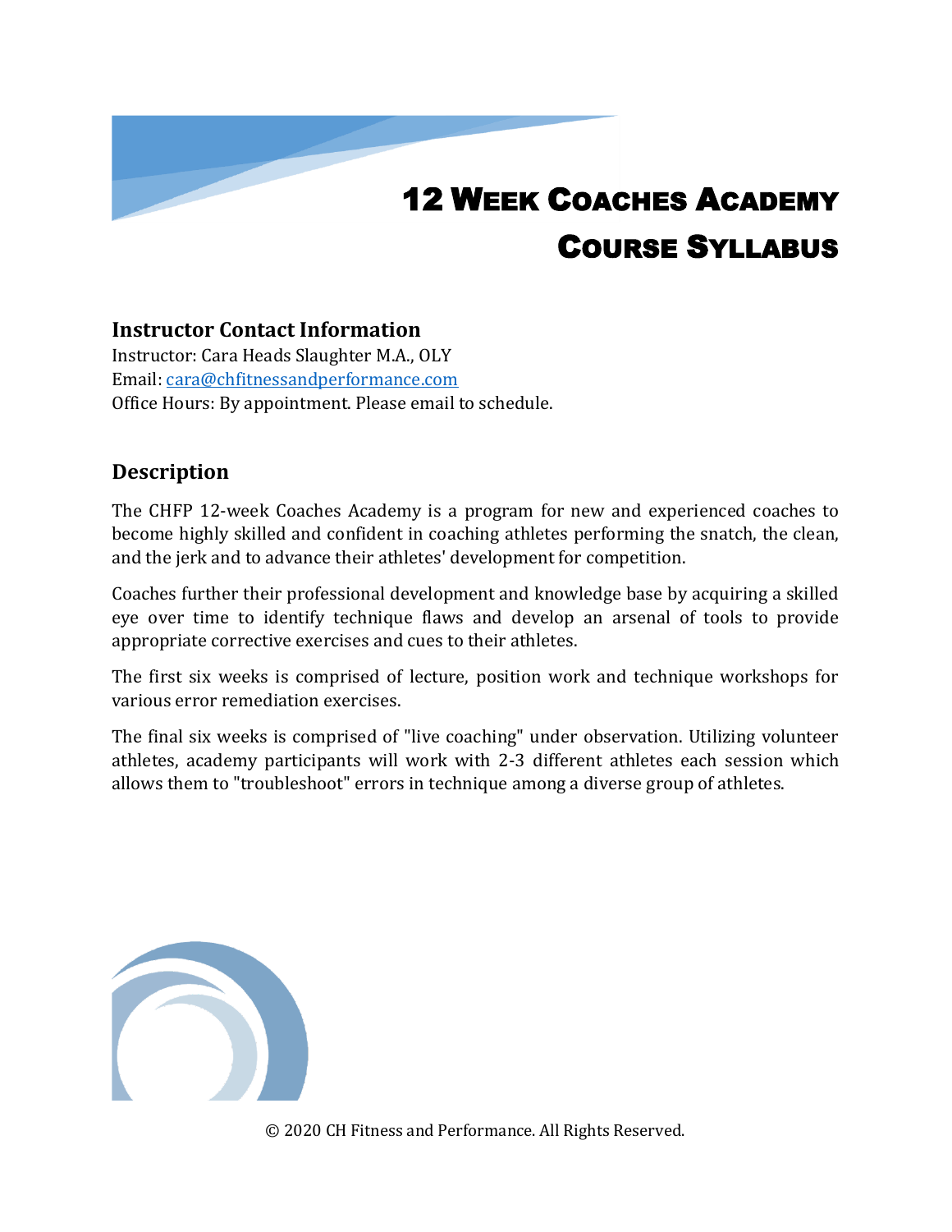# 12 Week Coaches Academy Course Syllabus

## Instructor Contact Information

Instructor: Cara Heads Slaughter M.A., OLY
Email: cara@chfitnessandperformance.com
Office Hours: By appointment. Please email to schedule.

## Description

The CHFP 12-week Coaches Academy is a program for new and experienced coaches to become highly skilled and confident in coaching athletes performing the snatch, the clean, and the jerk and to advance their athletes' development for competition.

Coaches further their professional development and knowledge base by acquiring a skilled eye over time to identify technique flaws and develop an arsenal of tools to provide appropriate corrective exercises and cues to their athletes.

The first six weeks is comprised of lecture, position work and technique workshops for various error remediation exercises.

The final six weeks is comprised of "live coaching" under observation. Utilizing volunteer athletes, academy participants will work with 2-3 different athletes each session which allows them to "troubleshoot" errors in technique among a diverse group of athletes.

© 2020 CH Fitness and Performance. All Rights Reserved.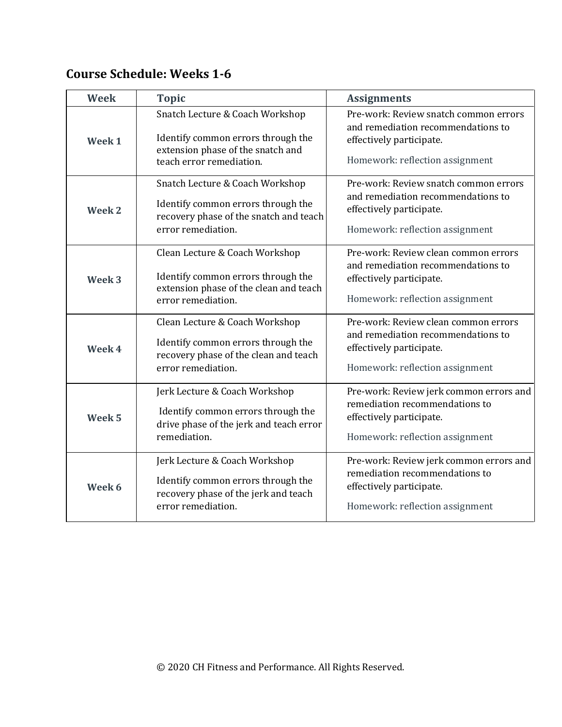## Course Schedule: Weeks 1-6

| Week | Topic | Assignments |
|---|---|---|
| **Week 1** | Snatch Lecture & Coach Workshop<br><br>Identify common errors through the extension phase of the snatch and teach error remediation. | Pre-work: Review snatch common errors and remediation recommendations to effectively participate.<br><br>Homework: reflection assignment |
| **Week 2** | Snatch Lecture & Coach Workshop<br><br>Identify common errors through the recovery phase of the snatch and teach error remediation. | Pre-work: Review snatch common errors and remediation recommendations to effectively participate.<br><br>Homework: reflection assignment |
| **Week 3** | Clean Lecture & Coach Workshop<br><br>Identify common errors through the extension phase of the clean and teach error remediation. | Pre-work: Review clean common errors and remediation recommendations to effectively participate.<br><br>Homework: reflection assignment |
| **Week 4** | Clean Lecture & Coach Workshop<br><br>Identify common errors through the recovery phase of the clean and teach error remediation. | Pre-work: Review clean common errors and remediation recommendations to effectively participate.<br><br>Homework: reflection assignment |
| **Week 5** | Jerk Lecture & Coach Workshop<br><br>Identify common errors through the drive phase of the jerk and teach error remediation. | Pre-work: Review jerk common errors and remediation recommendations to effectively participate.<br><br>Homework: reflection assignment |
| **Week 6** | Jerk Lecture & Coach Workshop<br><br>Identify common errors through the recovery phase of the jerk and teach error remediation. | Pre-work: Review jerk common errors and remediation recommendations to effectively participate.<br><br>Homework: reflection assignment |

© 2020 CH Fitness and Performance. All Rights Reserved.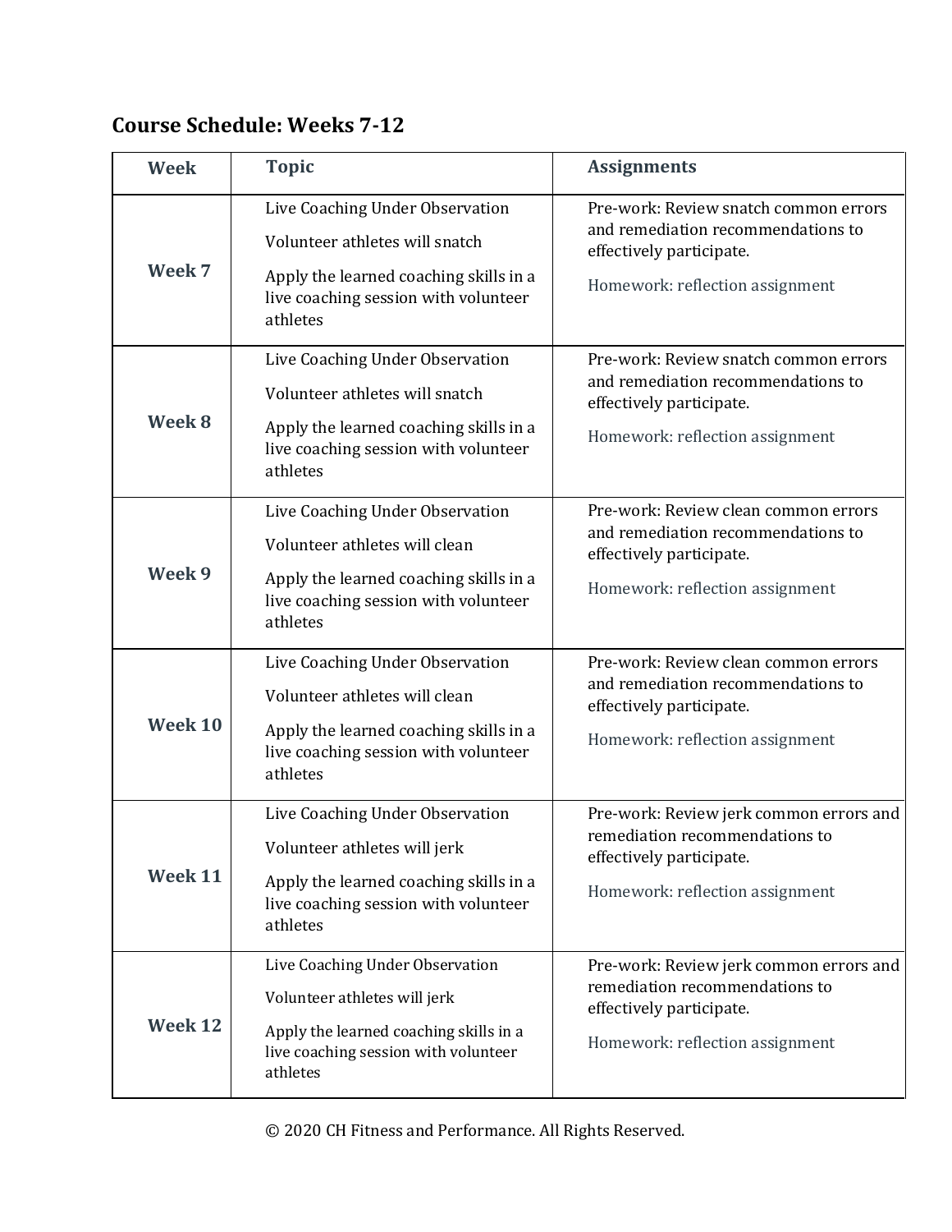## Course Schedule: Weeks 7-12

| Week | Topic | Assignments |
|---|---|---|
| **Week 7** | Live Coaching Under Observation<br>Volunteer athletes will snatch<br>Apply the learned coaching skills in a live coaching session with volunteer athletes | Pre-work: Review snatch common errors and remediation recommendations to effectively participate.<br>Homework: reflection assignment |
| **Week 8** | Live Coaching Under Observation<br>Volunteer athletes will snatch<br>Apply the learned coaching skills in a live coaching session with volunteer athletes | Pre-work: Review snatch common errors and remediation recommendations to effectively participate.<br>Homework: reflection assignment |
| **Week 9** | Live Coaching Under Observation<br>Volunteer athletes will clean<br>Apply the learned coaching skills in a live coaching session with volunteer athletes | Pre-work: Review clean common errors and remediation recommendations to effectively participate.<br>Homework: reflection assignment |
| **Week 10** | Live Coaching Under Observation<br>Volunteer athletes will clean<br>Apply the learned coaching skills in a live coaching session with volunteer athletes | Pre-work: Review clean common errors and remediation recommendations to effectively participate.<br>Homework: reflection assignment |
| **Week 11** | Live Coaching Under Observation<br>Volunteer athletes will jerk<br>Apply the learned coaching skills in a live coaching session with volunteer athletes | Pre-work: Review jerk common errors and remediation recommendations to effectively participate.<br>Homework: reflection assignment |
| **Week 12** | Live Coaching Under Observation<br>Volunteer athletes will jerk<br>Apply the learned coaching skills in a live coaching session with volunteer athletes | Pre-work: Review jerk common errors and remediation recommendations to effectively participate.<br>Homework: reflection assignment |

© 2020 CH Fitness and Performance. All Rights Reserved.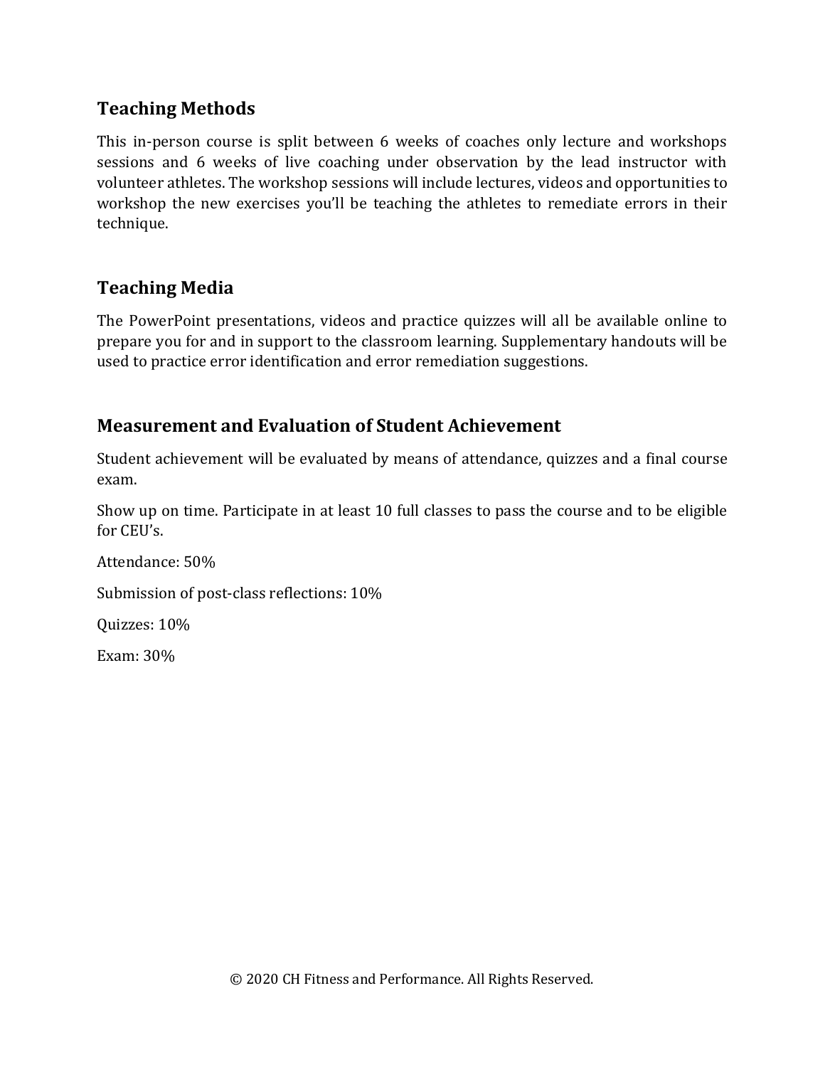## Teaching Methods

This in-person course is split between 6 weeks of coaches only lecture and workshops sessions and 6 weeks of live coaching under observation by the lead instructor with volunteer athletes. The workshop sessions will include lectures, videos and opportunities to workshop the new exercises you'll be teaching the athletes to remediate errors in their technique.

## Teaching Media

The PowerPoint presentations, videos and practice quizzes will all be available online to prepare you for and in support to the classroom learning. Supplementary handouts will be used to practice error identification and error remediation suggestions.

## Measurement and Evaluation of Student Achievement

Student achievement will be evaluated by means of attendance, quizzes and a final course exam.

Show up on time. Participate in at least 10 full classes to pass the course and to be eligible for CEU's.

Attendance: 50%

Submission of post-class reflections: 10%

Quizzes: 10%

Exam: 30%

© 2020 CH Fitness and Performance. All Rights Reserved.